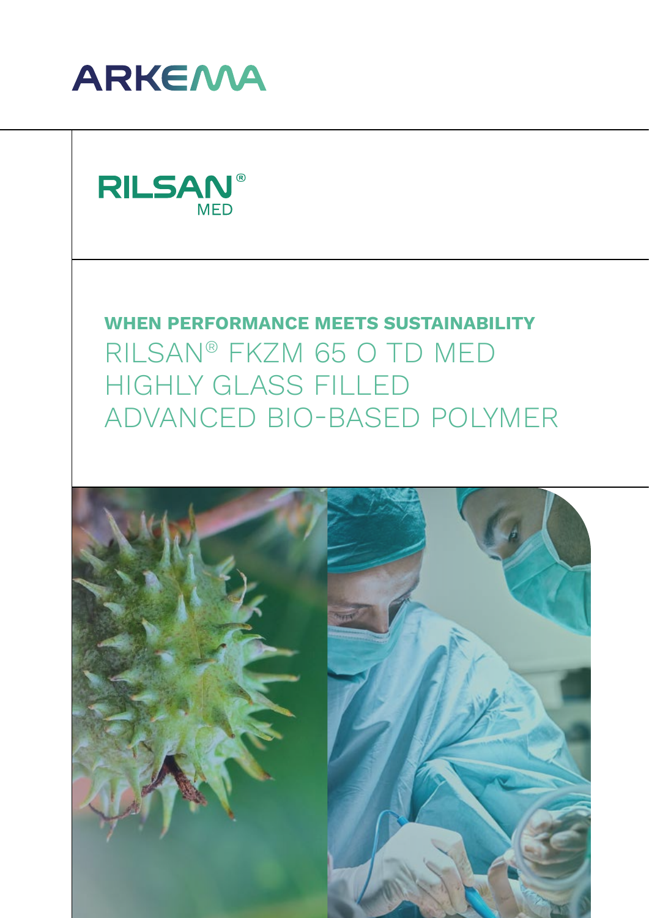ARKEMA

RILSAN® MED

**WHEN PERFORMANCE MEETS SUSTAINABILITY**

# RILSAN® FKZM 65 O TD MED HIGHLY GLASS FILLED ADVANCED BIO-BASED POLYMER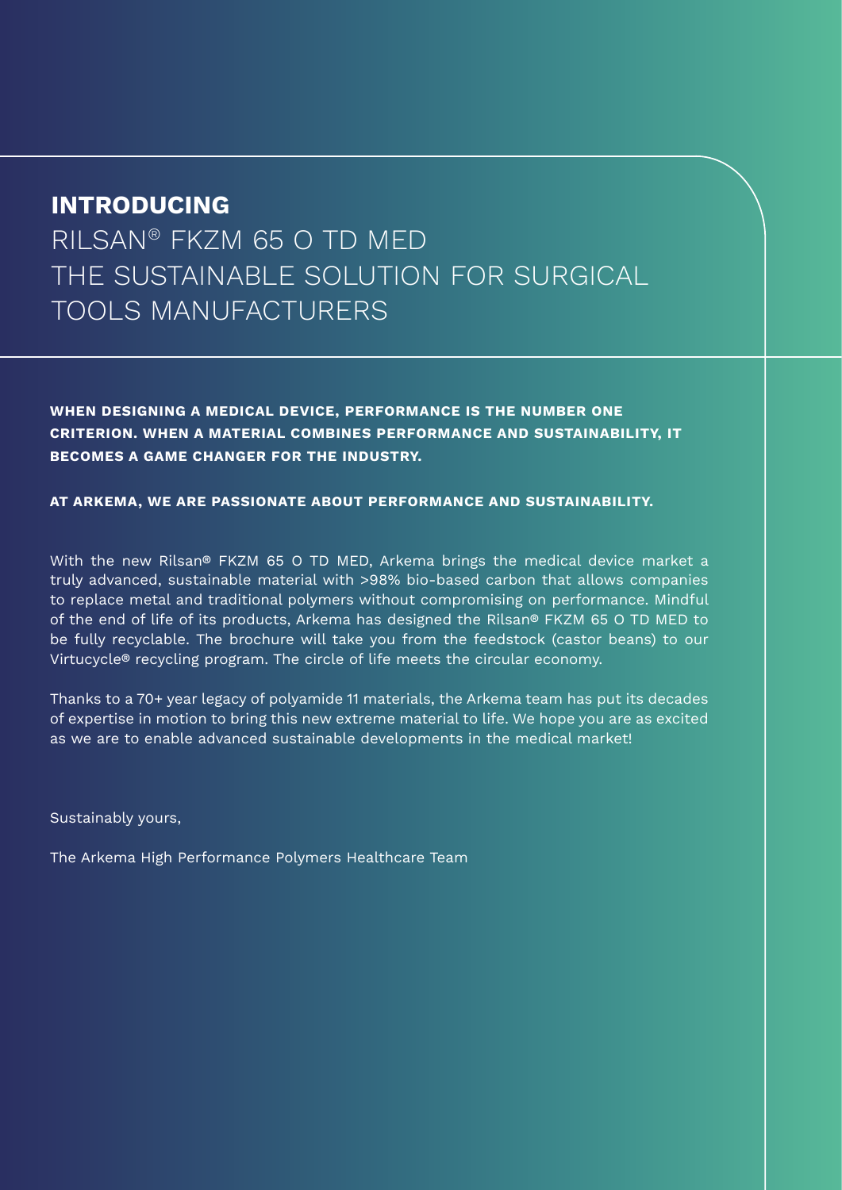# INTRODUCING

## RILSAN® FKZM 65 O TD MED THE SUSTAINABLE SOLUTION FOR SURGICAL TOOLS MANUFACTURERS

**WHEN DESIGNING A MEDICAL DEVICE, PERFORMANCE IS THE NUMBER ONE CRITERION. WHEN A MATERIAL COMBINES PERFORMANCE AND SUSTAINABILITY, IT BECOMES A GAME CHANGER FOR THE INDUSTRY.**

**AT ARKEMA, WE ARE PASSIONATE ABOUT PERFORMANCE AND SUSTAINABILITY.**

With the new Rilsan® FKZM 65 O TD MED, Arkema brings the medical device market a truly advanced, sustainable material with >98% bio-based carbon that allows companies to replace metal and traditional polymers without compromising on performance. Mindful of the end of life of its products, Arkema has designed the Rilsan® FKZM 65 O TD MED to be fully recyclable. The brochure will take you from the feedstock (castor beans) to our Virtucycle® recycling program. The circle of life meets the circular economy.

Thanks to a 70+ year legacy of polyamide 11 materials, the Arkema team has put its decades of expertise in motion to bring this new extreme material to life. We hope you are as excited as we are to enable advanced sustainable developments in the medical market!

Sustainably yours,

The Arkema High Performance Polymers Healthcare Team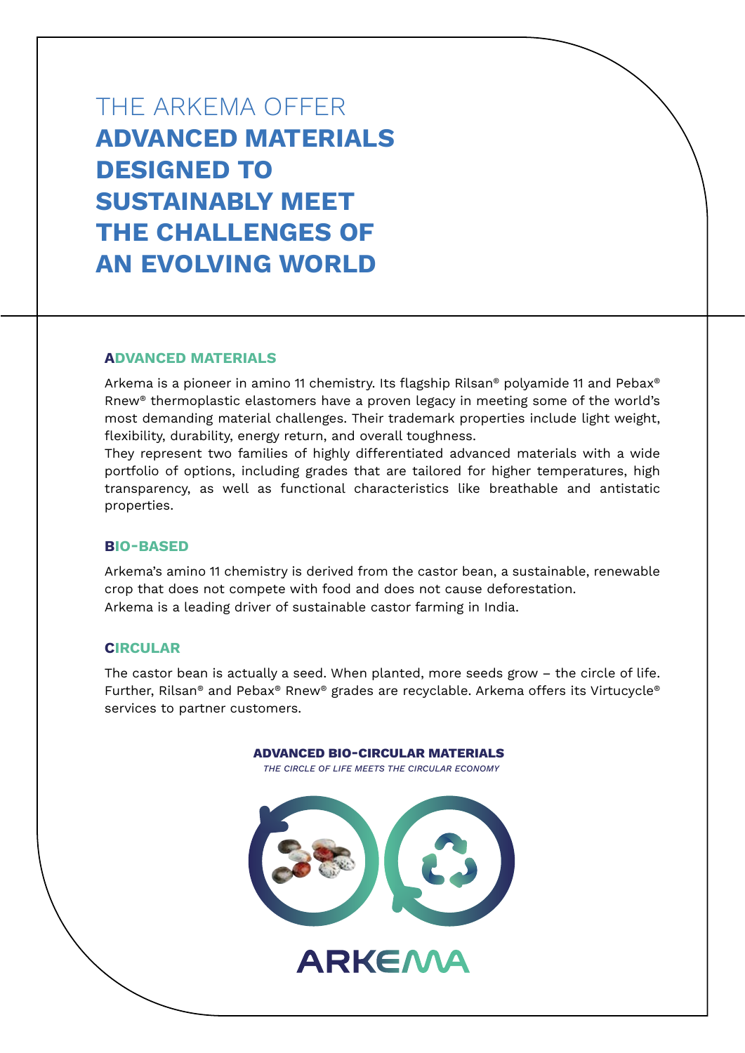# THE ARKEMA OFFER
# ADVANCED MATERIALS DESIGNED TO SUSTAINABLY MEET THE CHALLENGES OF AN EVOLVING WORLD

## ADVANCED MATERIALS

Arkema is a pioneer in amino 11 chemistry. Its flagship Rilsan® polyamide 11 and Pebax® Rnew® thermoplastic elastomers have a proven legacy in meeting some of the world's most demanding material challenges. Their trademark properties include light weight, flexibility, durability, energy return, and overall toughness.
They represent two families of highly differentiated advanced materials with a wide portfolio of options, including grades that are tailored for higher temperatures, high transparency, as well as functional characteristics like breathable and antistatic properties.

## BIO-BASED

Arkema's amino 11 chemistry is derived from the castor bean, a sustainable, renewable crop that does not compete with food and does not cause deforestation.
Arkema is a leading driver of sustainable castor farming in India.

## CIRCULAR

The castor bean is actually a seed. When planted, more seeds grow – the circle of life. Further, Rilsan® and Pebax® Rnew® grades are recyclable. Arkema offers its Virtucycle® services to partner customers.

**ADVANCED BIO-CIRCULAR MATERIALS**
*THE CIRCLE OF LIFE MEETS THE CIRCULAR ECONOMY*

ARKEMA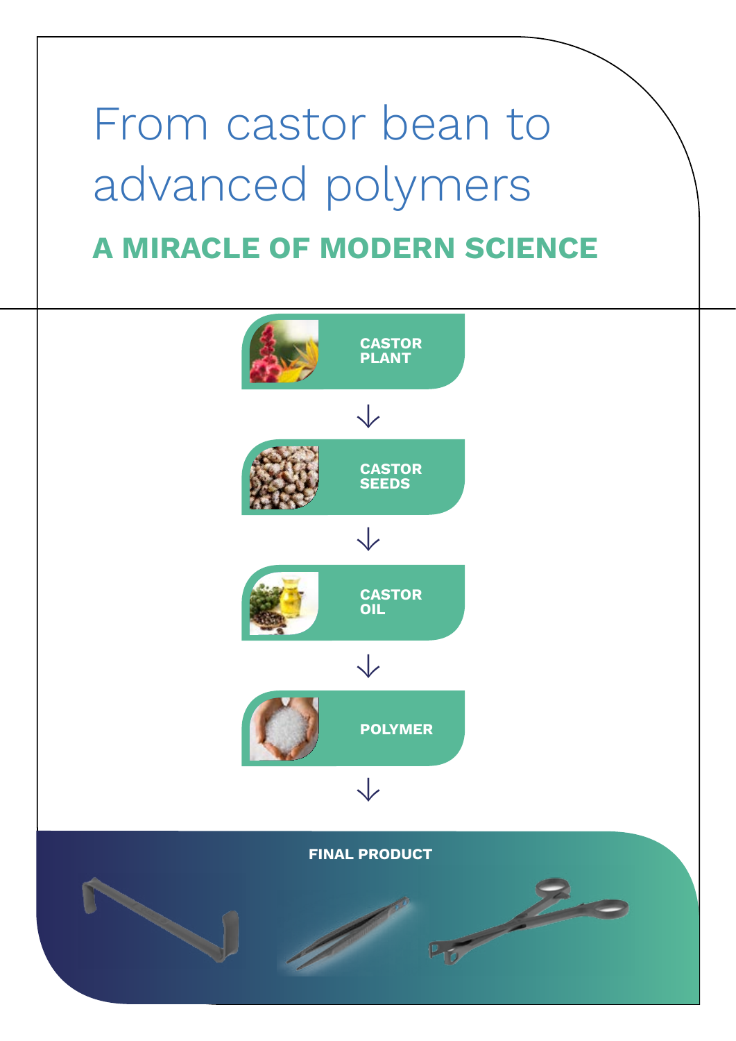# From castor bean to advanced polymers

## A MIRACLE OF MODERN SCIENCE

**CASTOR PLANT**

↓

**CASTOR SEEDS**

↓

**CASTOR OIL**

↓

**POLYMER**

↓

**FINAL PRODUCT**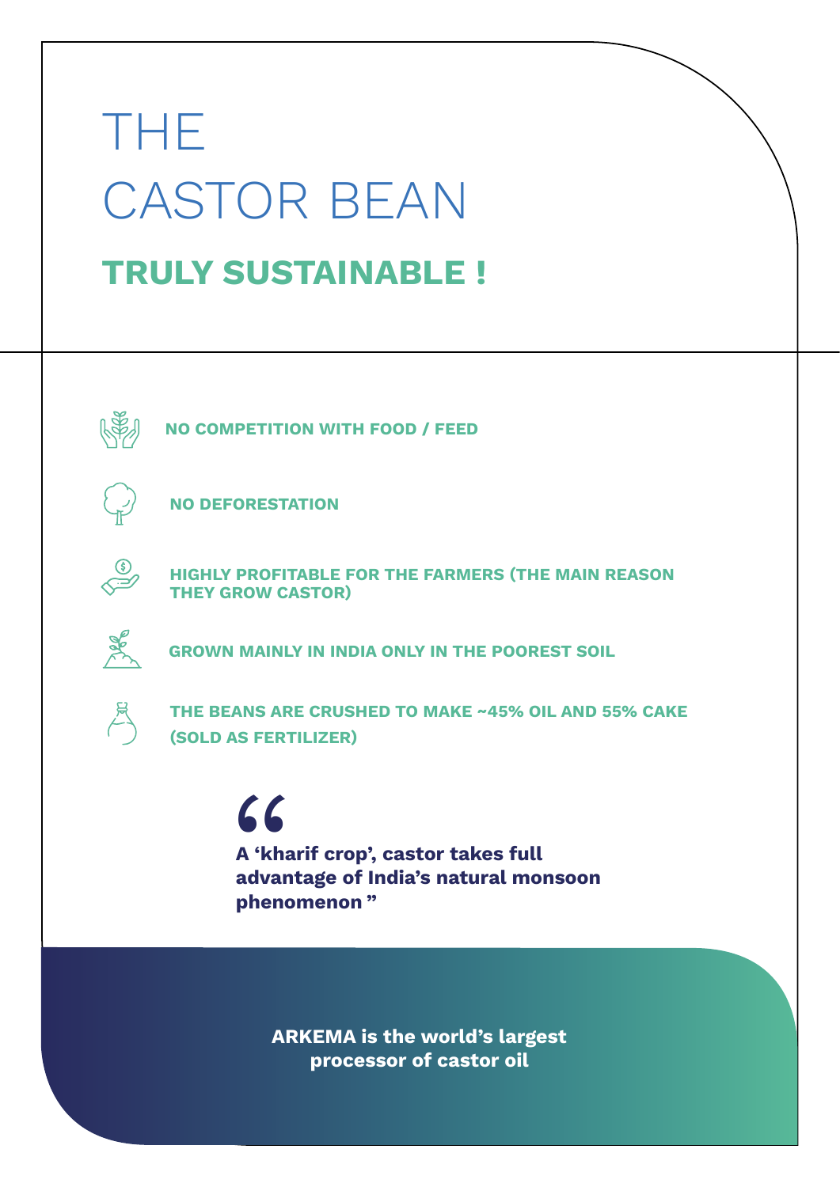# THE CASTOR BEAN

## TRULY SUSTAINABLE !

- **NO COMPETITION WITH FOOD / FEED**
- **NO DEFORESTATION**
- **HIGHLY PROFITABLE FOR THE FARMERS (THE MAIN REASON THEY GROW CASTOR)**
- **GROWN MAINLY IN INDIA ONLY IN THE POOREST SOIL**
- **THE BEANS ARE CRUSHED TO MAKE ~45% OIL AND 55% CAKE (SOLD AS FERTILIZER)**

> **“A ‘kharif crop’, castor takes full advantage of India’s natural monsoon phenomenon ”**

**ARKEMA is the world’s largest processor of castor oil**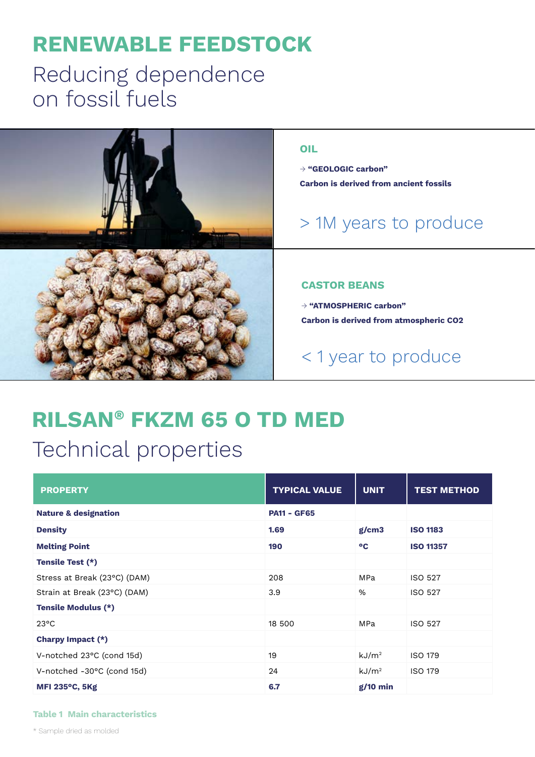# RENEWABLE FEEDSTOCK

Reducing dependence on fossil fuels

## OIL

→ **"GEOLOGIC carbon"**

**Carbon is derived from ancient fossils**

> 1M years to produce

## CASTOR BEANS

→ **"ATMOSPHERIC carbon"**

**Carbon is derived from atmospheric $CO_2$**

< 1 year to produce

# RILSAN® FKZM 65 O TD MED

Technical properties

| PROPERTY | TYPICAL VALUE | UNIT | TEST METHOD |
|---|---|---|---|
| **Nature & designation** | **PA11 - GF65** | | |
| **Density** | **1.69** | **g/cm3** | **ISO 1183** |
| **Melting Point** | **190** | **°C** | **ISO 11357** |
| **Tensile Test (*)** | | | |
| Stress at Break (23°C) (DAM) | 208 | MPa | ISO 527 |
| Strain at Break (23°C) (DAM) | 3.9 | % | ISO 527 |
| **Tensile Modulus (*)** | | | |
| 23°C | 18 500 | MPa | ISO 527 |
| **Charpy Impact (*)** | | | |
| V-notched 23°C (cond 15d) | 19 | kJ/m² | ISO 179 |
| V-notched -30°C (cond 15d) | 24 | kJ/m² | ISO 179 |
| **MFI 235°C, 5Kg** | **6.7** | **g/10 min** | |

**Table 1 Main characteristics**

* Sample dried as molded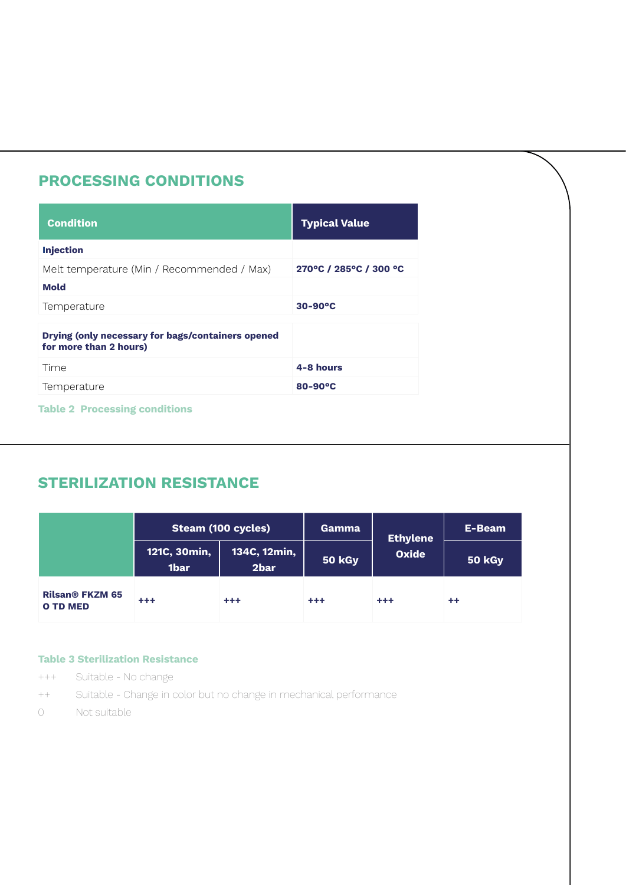## PROCESSING CONDITIONS

| Condition | Typical Value |
| --- | --- |
| **Injection** | |
| Melt temperature (Min / Recommended / Max) | **270°C / 285°C / 300 °C** |
| **Mold** | |
| Temperature | **30-90°C** |
| **Drying (only necessary for bags/containers opened for more than 2 hours)** | |
| Time | **4-8 hours** |
| Temperature | **80-90°C** |

Table 2 Processing conditions

## STERILIZATION RESISTANCE

| | Steam (100 cycles) | | Gamma | Ethylene Oxide | E-Beam |
| --- | --- | --- | --- | --- | --- |
| | 121C, 30min, 1bar | 134C, 12min, 2bar | 50 kGy | | 50 kGy |
| **Rilsan® FKZM 65 O TD MED** | +++ | +++ | +++ | +++ | ++ |

Table 3 Sterilization Resistance

+++ Suitable - No change

++ Suitable - Change in color but no change in mechanical performance

0 Not suitable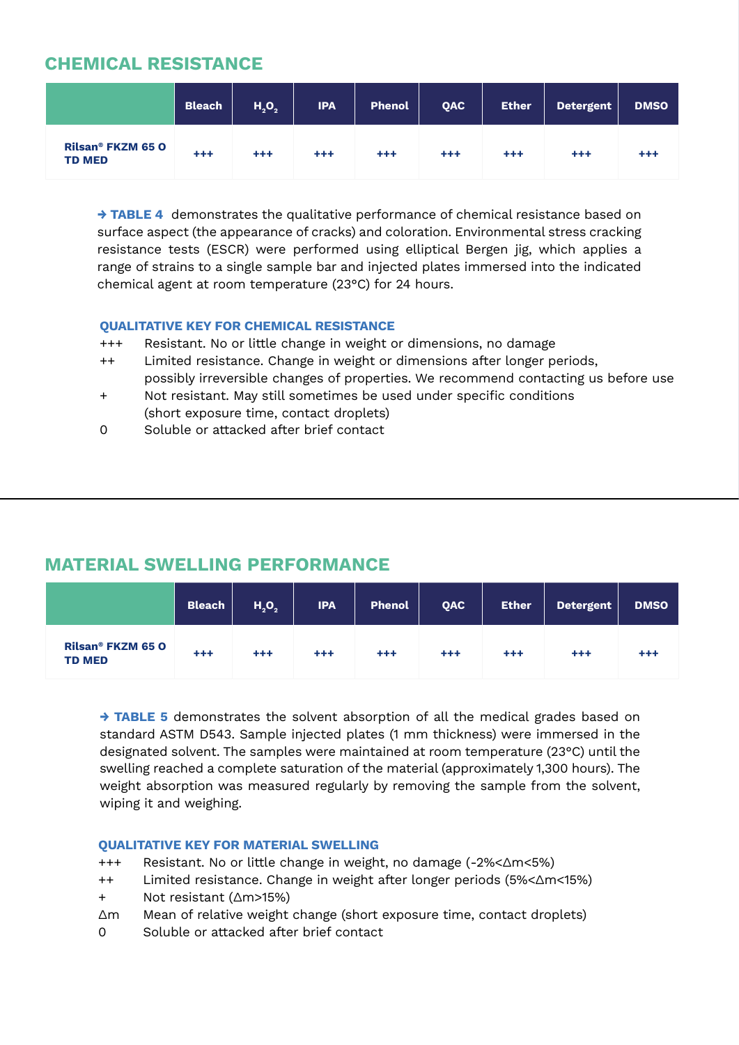## CHEMICAL RESISTANCE

| | Bleach | $H_2O_2$ | IPA | Phenol | QAC | Ether | Detergent | DMSO |
|---|---|---|---|---|---|---|---|---|
| **Rilsan® FKZM 65 O TD MED** | +++ | +++ | +++ | +++ | +++ | +++ | +++ | +++ |

→ **TABLE 4** demonstrates the qualitative performance of chemical resistance based on surface aspect (the appearance of cracks) and coloration. Environmental stress cracking resistance tests (ESCR) were performed using elliptical Bergen jig, which applies a range of strains to a single sample bar and injected plates immersed into the indicated chemical agent at room temperature (23°C) for 24 hours.

### QUALITATIVE KEY FOR CHEMICAL RESISTANCE

- +++ Resistant. No or little change in weight or dimensions, no damage
- ++ Limited resistance. Change in weight or dimensions after longer periods, possibly irreversible changes of properties. We recommend contacting us before use
- \+ Not resistant. May still sometimes be used under specific conditions (short exposure time, contact droplets)
- 0 Soluble or attacked after brief contact

## MATERIAL SWELLING PERFORMANCE

| | Bleach | $H_2O_2$ | IPA | Phenol | QAC | Ether | Detergent | DMSO |
|---|---|---|---|---|---|---|---|---|
| **Rilsan® FKZM 65 O TD MED** | +++ | +++ | +++ | +++ | +++ | +++ | +++ | +++ |

→ **TABLE 5** demonstrates the solvent absorption of all the medical grades based on standard ASTM D543. Sample injected plates (1 mm thickness) were immersed in the designated solvent. The samples were maintained at room temperature (23°C) until the swelling reached a complete saturation of the material (approximately 1,300 hours). The weight absorption was measured regularly by removing the sample from the solvent, wiping it and weighing.

### QUALITATIVE KEY FOR MATERIAL SWELLING

- +++ Resistant. No or little change in weight, no damage ($-2\% < \Delta m < 5\%$)
- ++ Limited resistance. Change in weight after longer periods ($5\% < \Delta m < 15\%$)
- \+ Not resistant ($\Delta m > 15\%$)
- $\Delta m$ Mean of relative weight change (short exposure time, contact droplets)
- 0 Soluble or attacked after brief contact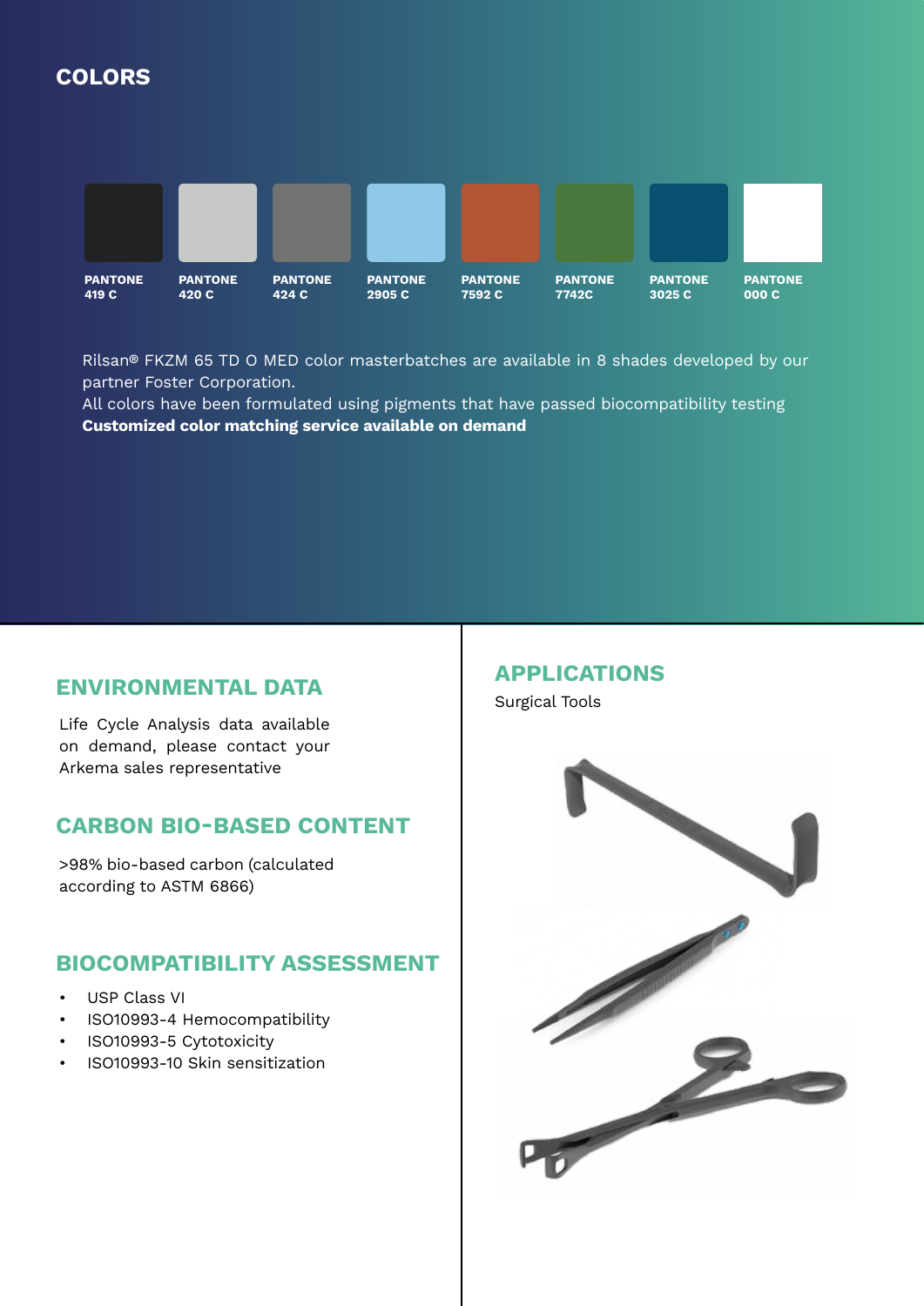## COLORS

| PANTONE 419 C | PANTONE 420 C | PANTONE 424 C | PANTONE 2905 C | PANTONE 7592 C | PANTONE 7742C | PANTONE 3025 C | PANTONE 000 C |
|---|---|---|---|---|---|---|---|

Rilsan® FKZM 65 TD O MED color masterbatches are available in 8 shades developed by our partner Foster Corporation.
All colors have been formulated using pigments that have passed biocompatibility testing
**Customized color matching service available on demand**

## ENVIRONMENTAL DATA

Life Cycle Analysis data available on demand, please contact your Arkema sales representative

## CARBON BIO-BASED CONTENT

>98% bio-based carbon (calculated according to ASTM 6866)

## BIOCOMPATIBILITY ASSESSMENT

- USP Class VI
- ISO10993-4 Hemocompatibility
- ISO10993-5 Cytotoxicity
- ISO10993-10 Skin sensitization

## APPLICATIONS

Surgical Tools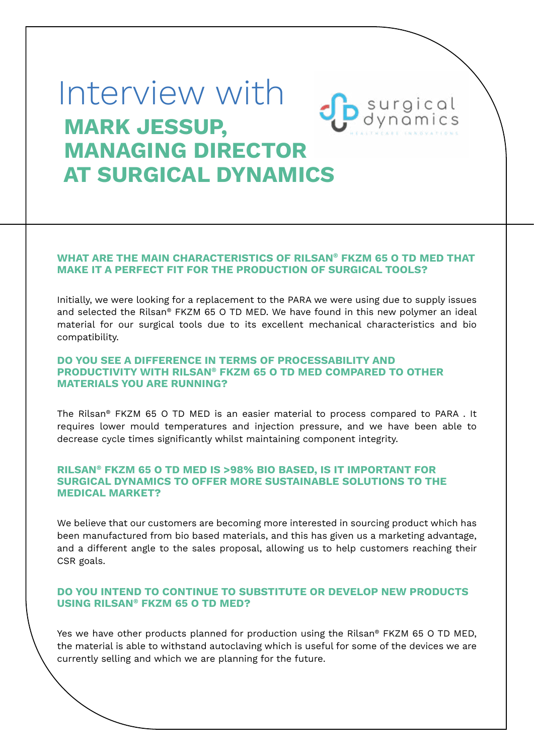# Interview with

## MARK JESSUP, MANAGING DIRECTOR AT SURGICAL DYNAMICS

### WHAT ARE THE MAIN CHARACTERISTICS OF RILSAN® FKZM 65 O TD MED THAT MAKE IT A PERFECT FIT FOR THE PRODUCTION OF SURGICAL TOOLS?

Initially, we were looking for a replacement to the PARA we were using due to supply issues and selected the Rilsan® FKZM 65 O TD MED. We have found in this new polymer an ideal material for our surgical tools due to its excellent mechanical characteristics and bio compatibility.

### DO YOU SEE A DIFFERENCE IN TERMS OF PROCESSABILITY AND PRODUCTIVITY WITH RILSAN® FKZM 65 O TD MED COMPARED TO OTHER MATERIALS YOU ARE RUNNING?

The Rilsan® FKZM 65 O TD MED is an easier material to process compared to PARA . It requires lower mould temperatures and injection pressure, and we have been able to decrease cycle times significantly whilst maintaining component integrity.

### RILSAN® FKZM 65 O TD MED IS >98% BIO BASED, IS IT IMPORTANT FOR SURGICAL DYNAMICS TO OFFER MORE SUSTAINABLE SOLUTIONS TO THE MEDICAL MARKET?

We believe that our customers are becoming more interested in sourcing product which has been manufactured from bio based materials, and this has given us a marketing advantage, and a different angle to the sales proposal, allowing us to help customers reaching their CSR goals.

### DO YOU INTEND TO CONTINUE TO SUBSTITUTE OR DEVELOP NEW PRODUCTS USING RILSAN® FKZM 65 O TD MED?

Yes we have other products planned for production using the Rilsan® FKZM 65 O TD MED, the material is able to withstand autoclaving which is useful for some of the devices we are currently selling and which we are planning for the future.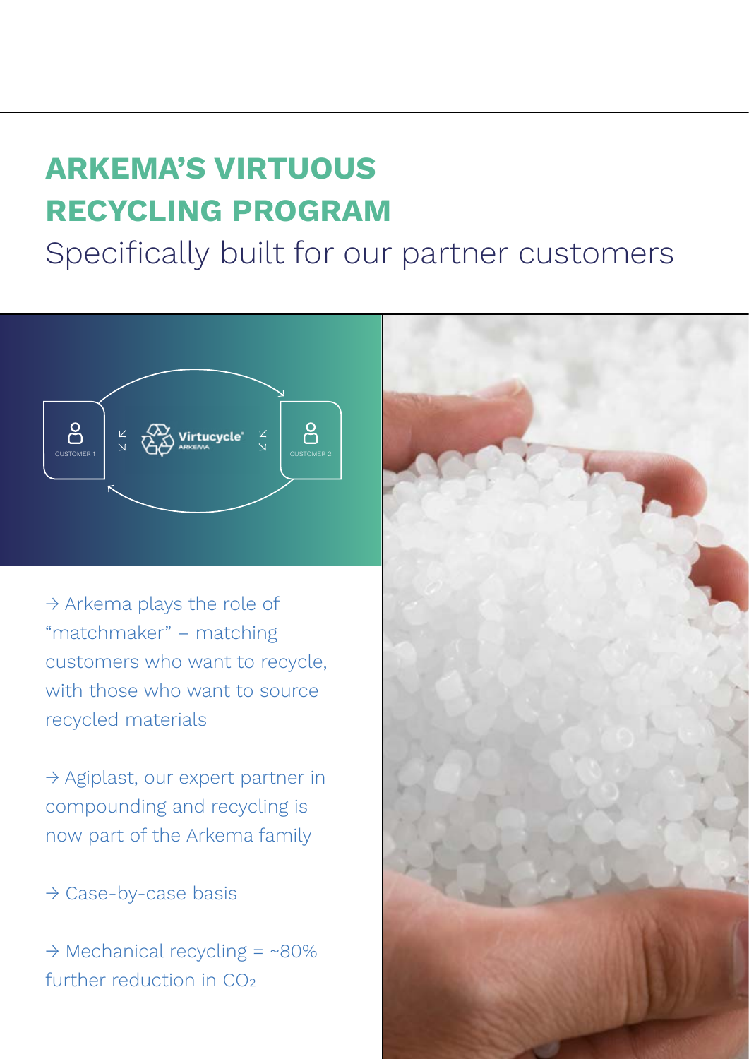# ARKEMA'S VIRTUOUS RECYCLING PROGRAM

## Specifically built for our partner customers

→ Arkema plays the role of "matchmaker" – matching customers who want to recycle, with those who want to source recycled materials

→ Agiplast, our expert partner in compounding and recycling is now part of the Arkema family

→ Case-by-case basis

→ Mechanical recycling = ~80% further reduction in $CO_2$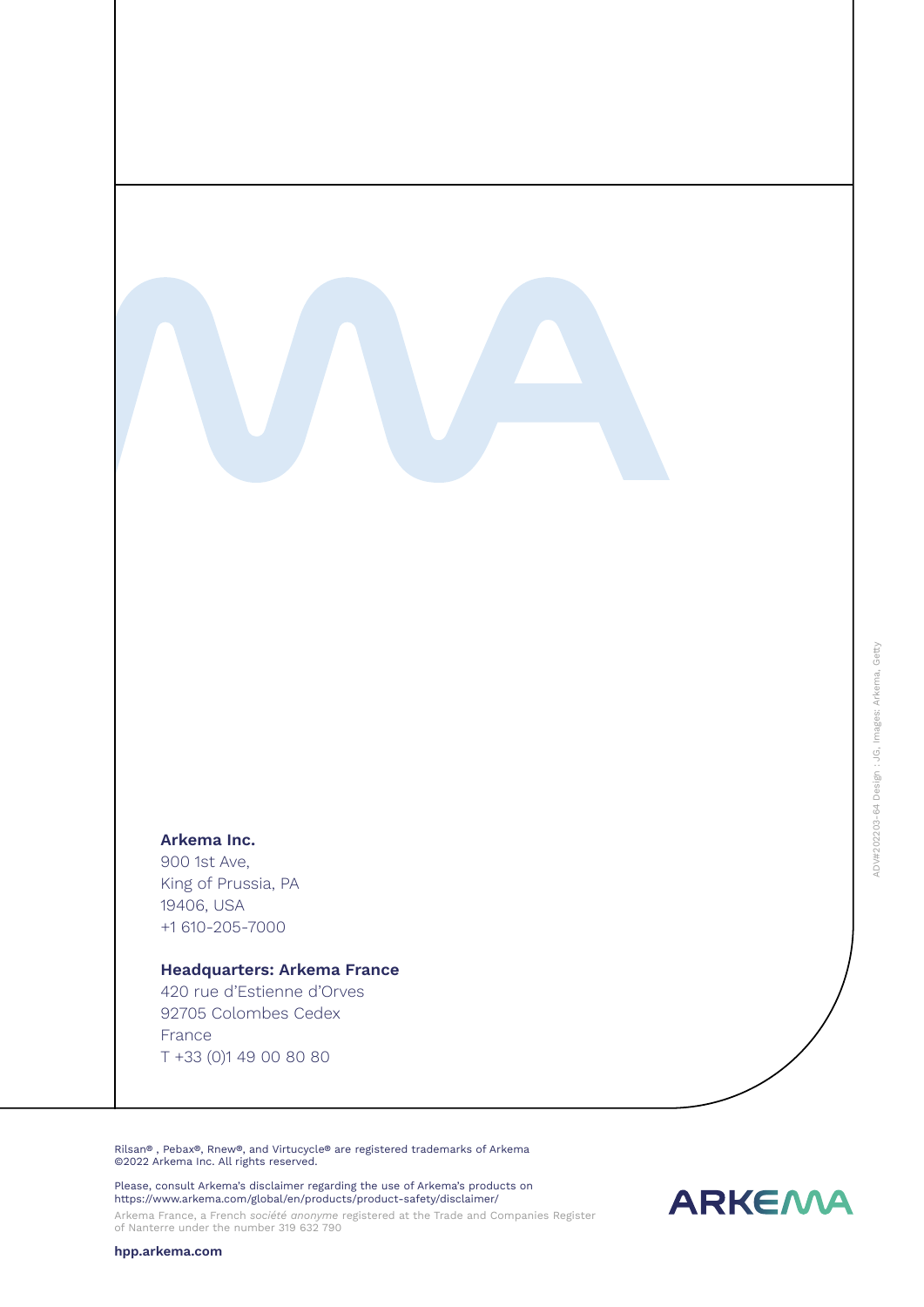**Arkema Inc.**
900 1st Ave,
King of Prussia, PA
19406, USA
+1 610-205-7000

**Headquarters: Arkema France**
420 rue d'Estienne d'Orves
92705 Colombes Cedex
France
T +33 (0)1 49 00 80 80

ADV#202203-64 Design : JG, Images: Arkema, Getty

Rilsan® , Pebax®, Rnew®, and Virtucycle® are registered trademarks of Arkema
©2022 Arkema Inc. All rights reserved.

Please, consult Arkema's disclaimer regarding the use of Arkema's products on
https://www.arkema.com/global/en/products/product-safety/disclaimer/

Arkema France, a French *société anonyme* registered at the Trade and Companies Register of Nanterre under the number 319 632 790

ARKEMA

**hpp.arkema.com**